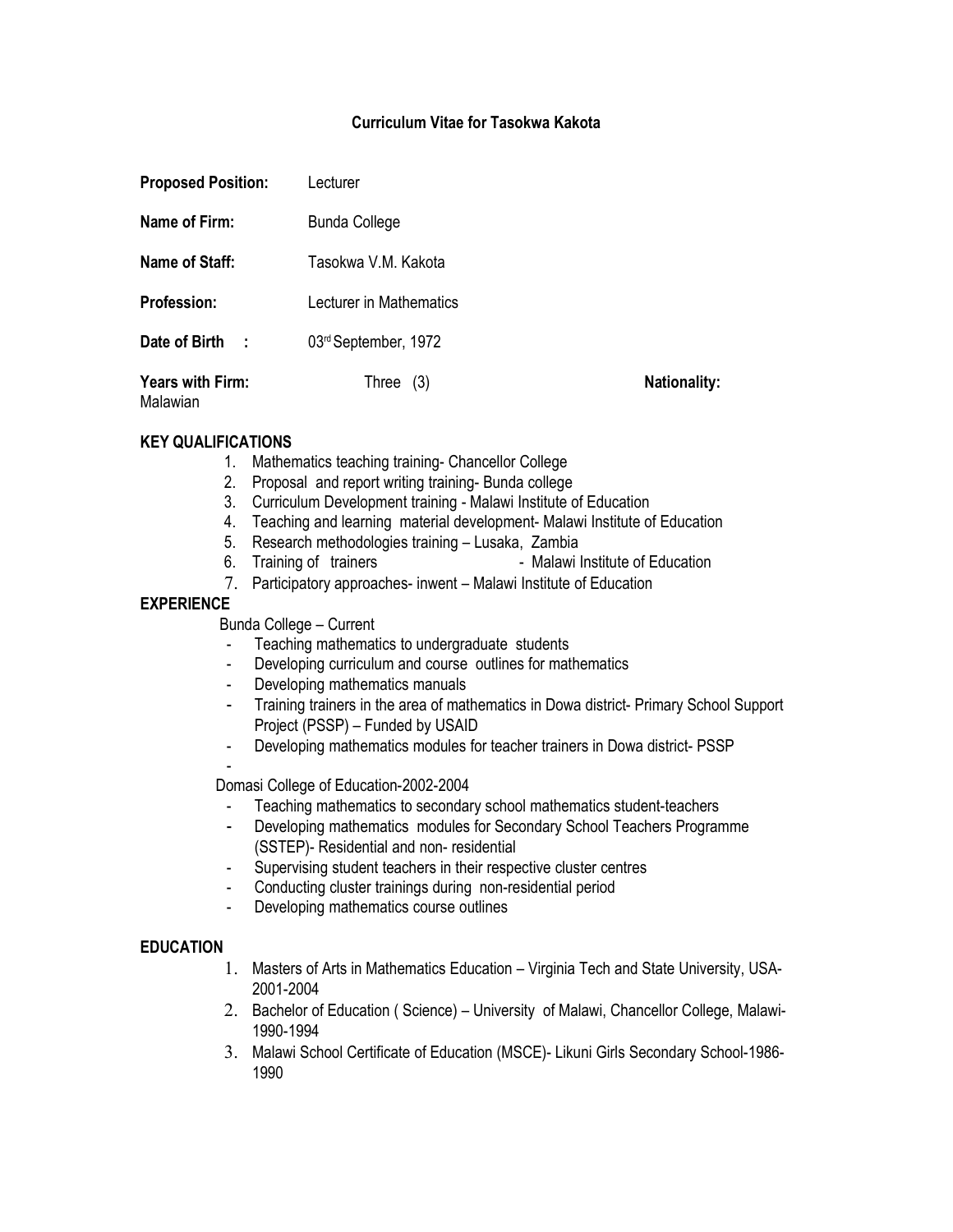**Curriculum Vitae for Tasokwa Kakota**

**Proposed Position:** Lecturer

**Name of Firm:** Bunda College

**Name of Staff:** Tasokwa V.M. Kakota

**Profession:** Lecturer in Mathematics

**Date of Birth :** 03rd September, 1972

**Years with Firm:** Three (3) **Nationality:** Malawian

**KEY QUALIFICATIONS**

1. Mathematics teaching training- Chancellor College
2. Proposal and report writing training- Bunda college
3. Curriculum Development training - Malawi Institute of Education
4. Teaching and learning material development- Malawi Institute of Education
5. Research methodologies training – Lusaka, Zambia
6. Training of trainers - Malawi Institute of Education
7. Participatory approaches- inwent – Malawi Institute of Education

**EXPERIENCE**

Bunda College – Current

- Teaching mathematics to undergraduate students
- Developing curriculum and course outlines for mathematics
- Developing mathematics manuals
- Training trainers in the area of mathematics in Dowa district- Primary School Support Project (PSSP) – Funded by USAID
- Developing mathematics modules for teacher trainers in Dowa district- PSSP
-

Domasi College of Education-2002-2004

- Teaching mathematics to secondary school mathematics student-teachers
- Developing mathematics modules for Secondary School Teachers Programme (SSTEP)- Residential and non- residential
- Supervising student teachers in their respective cluster centres
- Conducting cluster trainings during non-residential period
- Developing mathematics course outlines

**EDUCATION**

1. Masters of Arts in Mathematics Education – Virginia Tech and State University, USA- 2001-2004
2. Bachelor of Education ( Science) – University of Malawi, Chancellor College, Malawi- 1990-1994
3. Malawi School Certificate of Education (MSCE)- Likuni Girls Secondary School-1986- 1990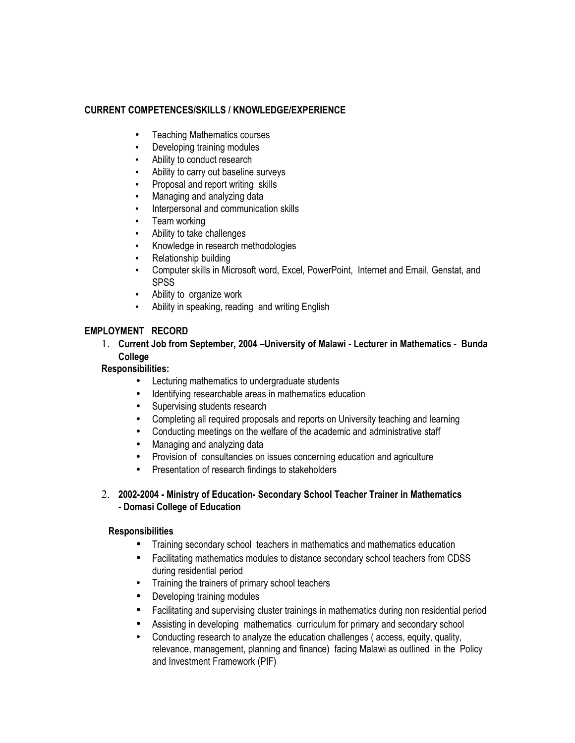## CURRENT COMPETENCES/SKILLS / KNOWLEDGE/EXPERIENCE

- Teaching Mathematics courses
- Developing training modules
- Ability to conduct research
- Ability to carry out baseline surveys
- Proposal and report writing skills
- Managing and analyzing data
- Interpersonal and communication skills
- Team working
- Ability to take challenges
- Knowledge in research methodologies
- Relationship building
- Computer skills in Microsoft word, Excel, PowerPoint, Internet and Email, Genstat, and SPSS
- Ability to organize work
- Ability in speaking, reading and writing English

## EMPLOYMENT RECORD

1. **Current Job from September, 2004 –University of Malawi - Lecturer in Mathematics - Bunda College**

**Responsibilities:**

- Lecturing mathematics to undergraduate students
- Identifying researchable areas in mathematics education
- Supervising students research
- Completing all required proposals and reports on University teaching and learning
- Conducting meetings on the welfare of the academic and administrative staff
- Managing and analyzing data
- Provision of consultancies on issues concerning education and agriculture
- Presentation of research findings to stakeholders

2. **2002-2004 - Ministry of Education- Secondary School Teacher Trainer in Mathematics - Domasi College of Education**

**Responsibilities**

- Training secondary school teachers in mathematics and mathematics education
- Facilitating mathematics modules to distance secondary school teachers from CDSS during residential period
- Training the trainers of primary school teachers
- Developing training modules
- Facilitating and supervising cluster trainings in mathematics during non residential period
- Assisting in developing mathematics curriculum for primary and secondary school
- Conducting research to analyze the education challenges ( access, equity, quality, relevance, management, planning and finance) facing Malawi as outlined in the Policy and Investment Framework (PIF)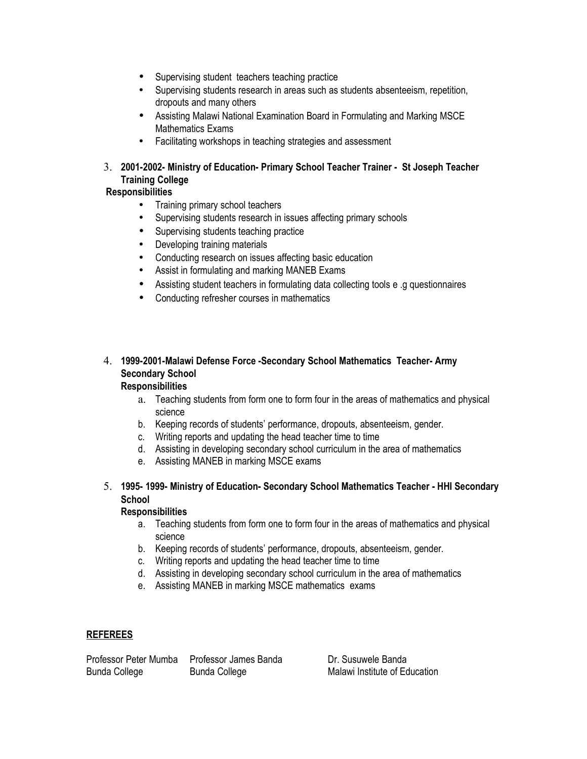- Supervising student  teachers teaching practice
- Supervising students research in areas such as students absenteeism, repetition, dropouts and many others
- Assisting Malawi National Examination Board in Formulating and Marking MSCE Mathematics Exams
- Facilitating workshops in teaching strategies and assessment

3. **2001-2002- Ministry of Education- Primary School Teacher Trainer -  St Joseph Teacher Training College**

**Responsibilities**

- Training primary school teachers
- Supervising students research in issues affecting primary schools
- Supervising students teaching practice
- Developing training materials
- Conducting research on issues affecting basic education
- Assist in formulating and marking MANEB Exams
- Assisting student teachers in formulating data collecting tools e .g questionnaires
- Conducting refresher courses in mathematics

4. **1999-2001-Malawi Defense Force -Secondary School Mathematics  Teacher- Army Secondary School**

   **Responsibilities**

   a. Teaching students from form one to form four in the areas of mathematics and physical science
   b. Keeping records of students' performance, dropouts, absenteeism, gender.
   c. Writing reports and updating the head teacher time to time
   d. Assisting in developing secondary school curriculum in the area of mathematics
   e. Assisting MANEB in marking MSCE exams

5. **1995- 1999- Ministry of Education- Secondary School Mathematics Teacher - HHI Secondary School**

   **Responsibilities**

   a. Teaching students from form one to form four in the areas of mathematics and physical science
   b. Keeping records of students' performance, dropouts, absenteeism, gender.
   c. Writing reports and updating the head teacher time to time
   d. Assisting in developing secondary school curriculum in the area of mathematics
   e. Assisting MANEB in marking MSCE mathematics  exams

**REFEREES**

| Professor Peter Mumba | Professor James Banda | Dr. Susuwele Banda |
|---|---|---|
| Bunda College | Bunda College | Malawi Institute of Education |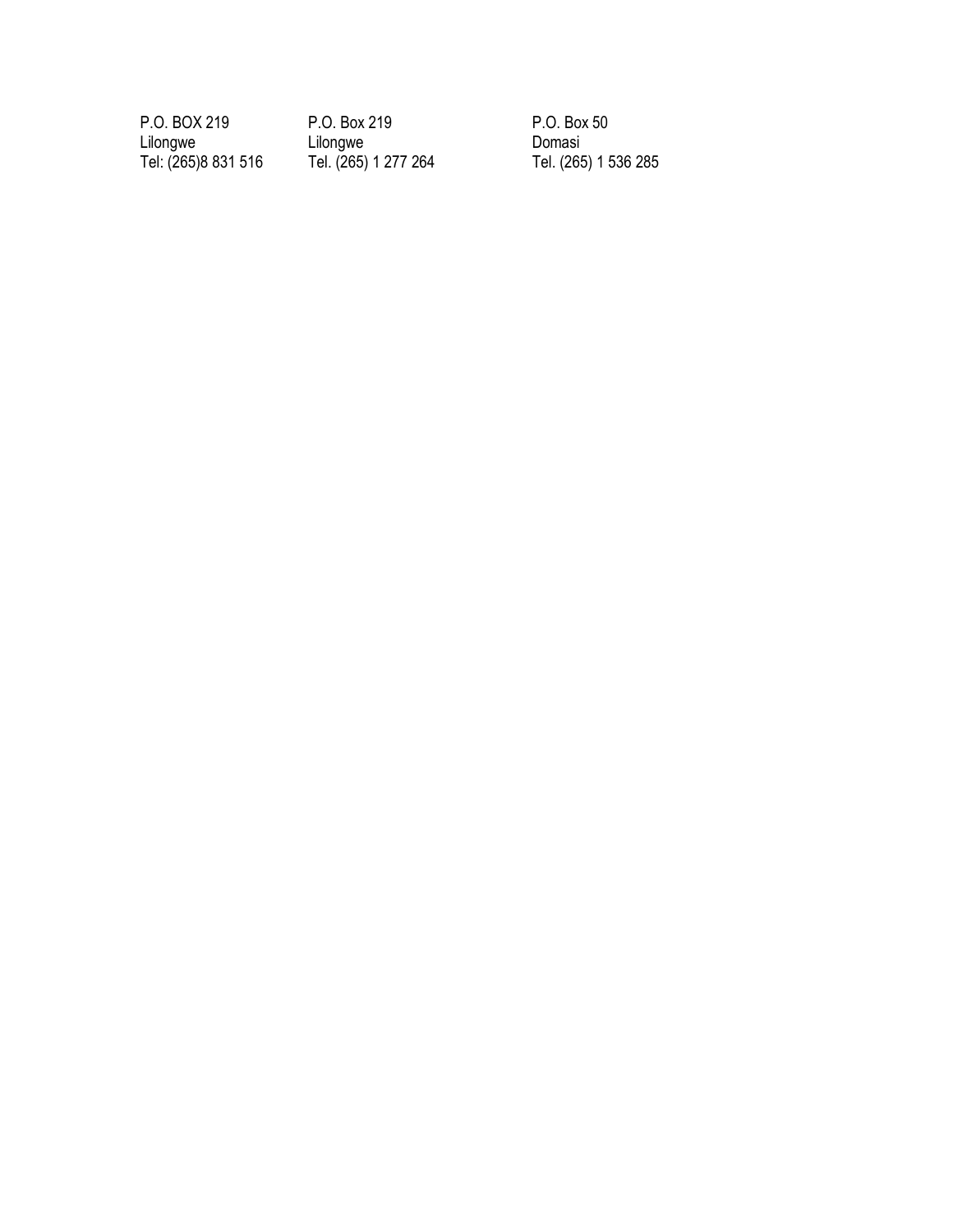| | | |
|---|---|---|
| P.O. BOX 219 | P.O. Box 219 | P.O. Box 50 |
| Lilongwe | Lilongwe | Domasi |
| Tel: (265)8 831 516 | Tel. (265) 1 277 264 | Tel. (265) 1 536 285 |